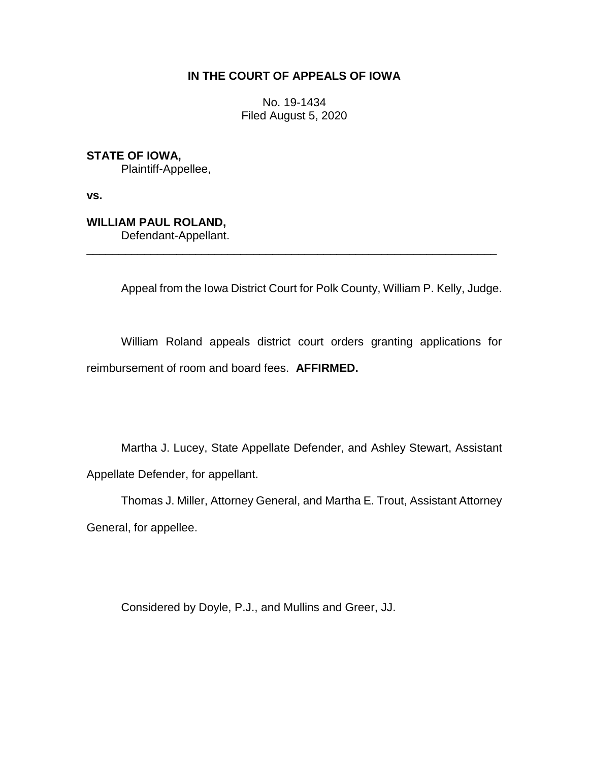**IN THE COURT OF APPEALS OF IOWA**

No. 19-1434
Filed August 5, 2020

**STATE OF IOWA,**
Plaintiff-Appellee,

**vs.**

**WILLIAM PAUL ROLAND,**
Defendant-Appellant.

---

Appeal from the Iowa District Court for Polk County, William P. Kelly, Judge.

William Roland appeals district court orders granting applications for reimbursement of room and board fees. **AFFIRMED.**

Martha J. Lucey, State Appellate Defender, and Ashley Stewart, Assistant Appellate Defender, for appellant.

Thomas J. Miller, Attorney General, and Martha E. Trout, Assistant Attorney General, for appellee.

Considered by Doyle, P.J., and Mullins and Greer, JJ.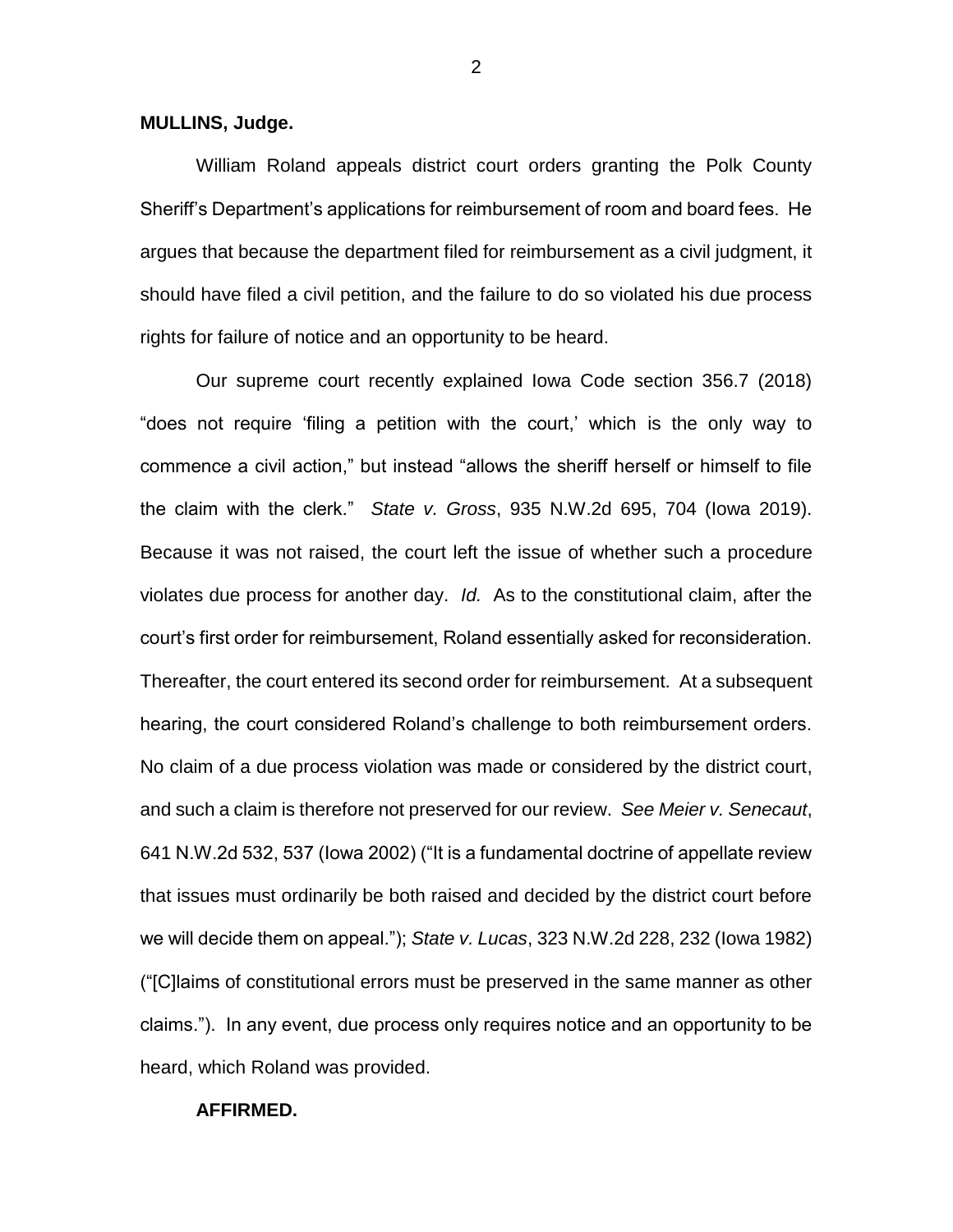**MULLINS, Judge.**

William Roland appeals district court orders granting the Polk County Sheriff's Department's applications for reimbursement of room and board fees. He argues that because the department filed for reimbursement as a civil judgment, it should have filed a civil petition, and the failure to do so violated his due process rights for failure of notice and an opportunity to be heard.

Our supreme court recently explained Iowa Code section 356.7 (2018) "does not require 'filing a petition with the court,' which is the only way to commence a civil action," but instead "allows the sheriff herself or himself to file the claim with the clerk." *State v. Gross*, 935 N.W.2d 695, 704 (Iowa 2019). Because it was not raised, the court left the issue of whether such a procedure violates due process for another day. *Id.* As to the constitutional claim, after the court's first order for reimbursement, Roland essentially asked for reconsideration. Thereafter, the court entered its second order for reimbursement. At a subsequent hearing, the court considered Roland's challenge to both reimbursement orders. No claim of a due process violation was made or considered by the district court, and such a claim is therefore not preserved for our review. *See Meier v. Senecaut*, 641 N.W.2d 532, 537 (Iowa 2002) ("It is a fundamental doctrine of appellate review that issues must ordinarily be both raised and decided by the district court before we will decide them on appeal."); *State v. Lucas*, 323 N.W.2d 228, 232 (Iowa 1982) ("[C]laims of constitutional errors must be preserved in the same manner as other claims."). In any event, due process only requires notice and an opportunity to be heard, which Roland was provided.

**AFFIRMED.**